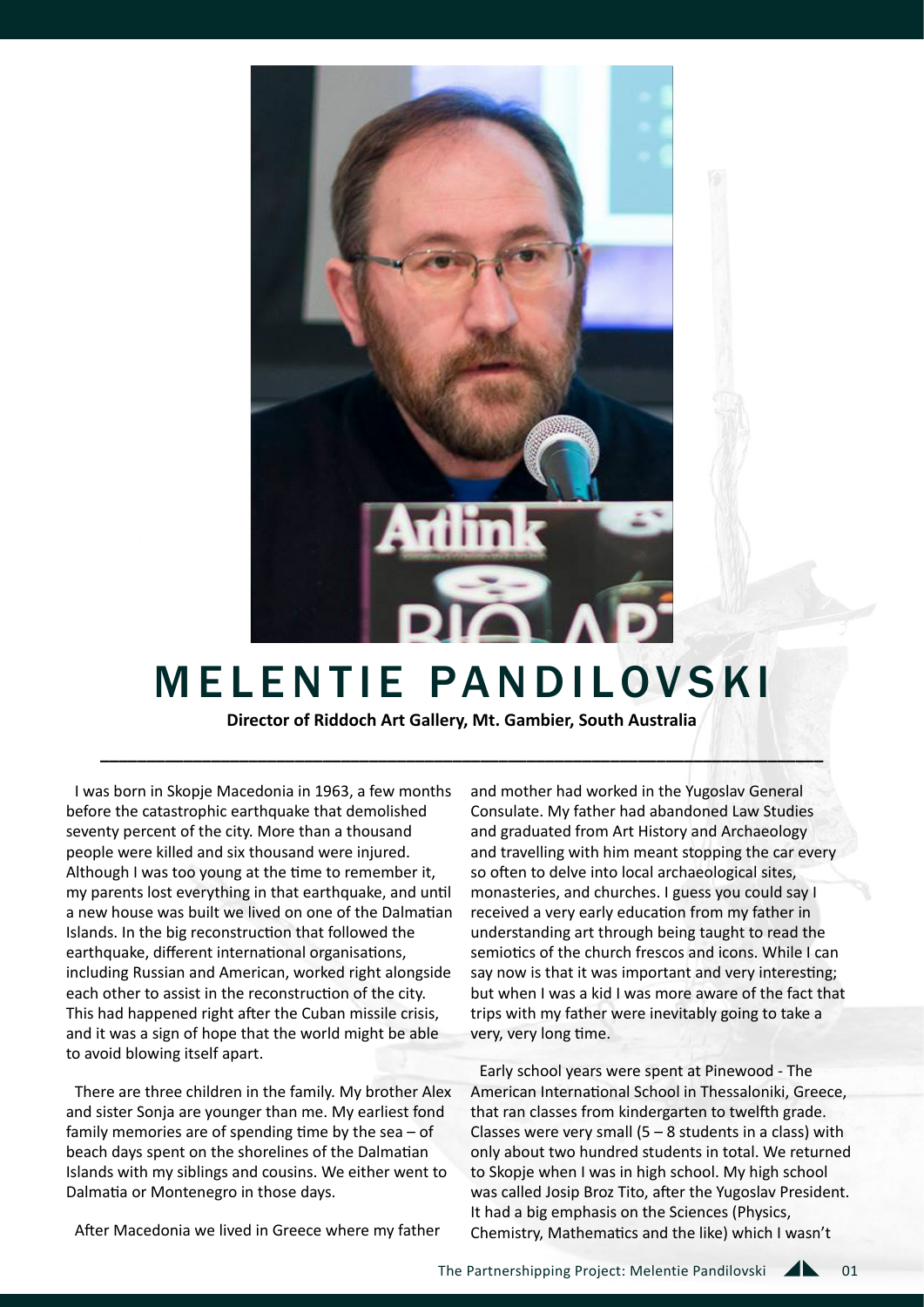# MELENTIE PANDILOVSKI

**Director of Riddoch Art Gallery, Mt. Gambier, South Australia**

I was born in Skopje Macedonia in 1963, a few months before the catastrophic earthquake that demolished seventy percent of the city. More than a thousand people were killed and six thousand were injured. Although I was too young at the time to remember it, my parents lost everything in that earthquake, and until a new house was built we lived on one of the Dalmatian Islands. In the big reconstruction that followed the earthquake, different international organisations, including Russian and American, worked right alongside each other to assist in the reconstruction of the city. This had happened right after the Cuban missile crisis, and it was a sign of hope that the world might be able to avoid blowing itself apart.

There are three children in the family. My brother Alex and sister Sonja are younger than me. My earliest fond family memories are of spending time by the sea – of beach days spent on the shorelines of the Dalmatian Islands with my siblings and cousins. We either went to Dalmatia or Montenegro in those days.

After Macedonia we lived in Greece where my father and mother had worked in the Yugoslav General Consulate. My father had abandoned Law Studies and graduated from Art History and Archaeology and travelling with him meant stopping the car every so often to delve into local archaeological sites, monasteries, and churches. I guess you could say I received a very early education from my father in understanding art through being taught to read the semiotics of the church frescos and icons. While I can say now is that it was important and very interesting; but when I was a kid I was more aware of the fact that trips with my father were inevitably going to take a very, very long time.

Early school years were spent at Pinewood - The American International School in Thessaloniki, Greece, that ran classes from kindergarten to twelfth grade. Classes were very small (5 – 8 students in a class) with only about two hundred students in total. We returned to Skopje when I was in high school. My high school was called Josip Broz Tito, after the Yugoslav President. It had a big emphasis on the Sciences (Physics, Chemistry, Mathematics and the like) which I wasn't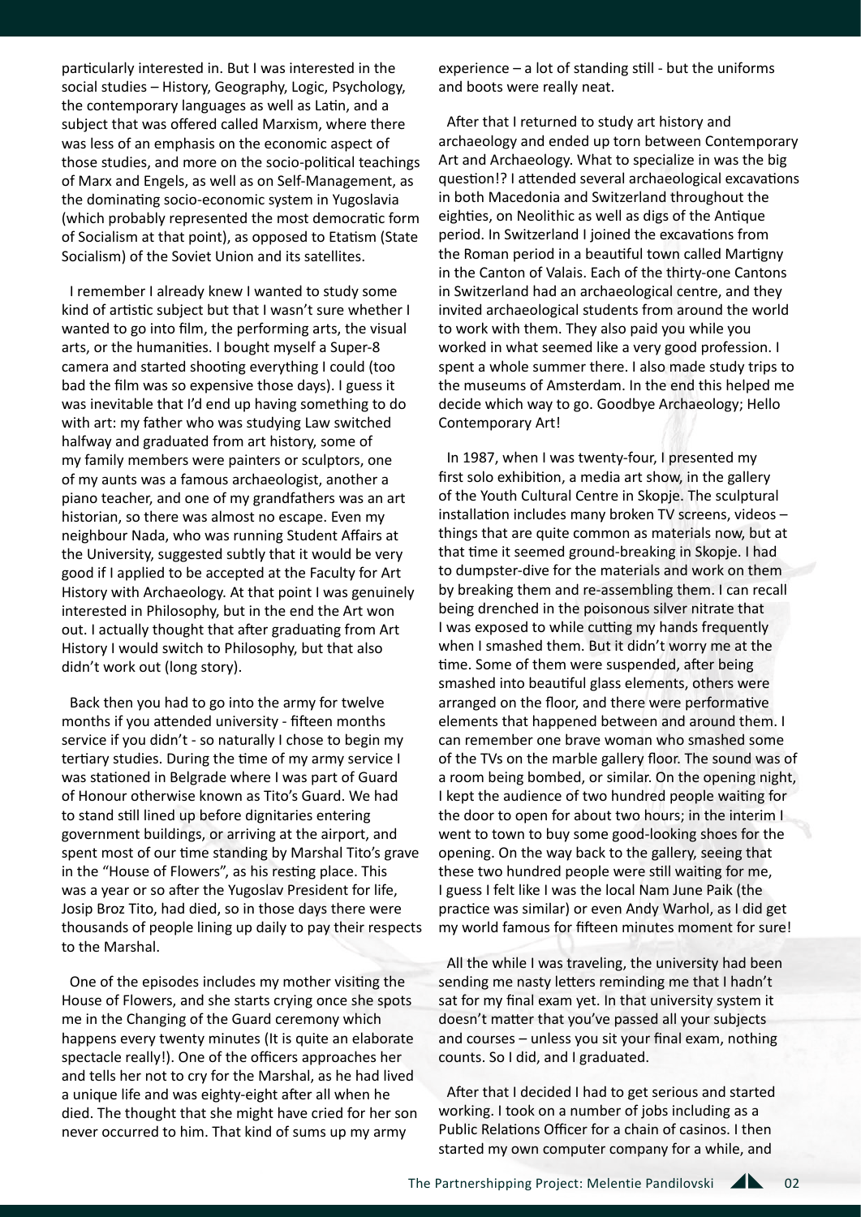particularly interested in. But I was interested in the social studies – History, Geography, Logic, Psychology, the contemporary languages as well as Latin, and a subject that was offered called Marxism, where there was less of an emphasis on the economic aspect of those studies, and more on the socio-political teachings of Marx and Engels, as well as on Self-Management, as the dominating socio-economic system in Yugoslavia (which probably represented the most democratic form of Socialism at that point), as opposed to Etatism (State Socialism) of the Soviet Union and its satellites.

I remember I already knew I wanted to study some kind of artistic subject but that I wasn't sure whether I wanted to go into film, the performing arts, the visual arts, or the humanities. I bought myself a Super-8 camera and started shooting everything I could (too bad the film was so expensive those days). I guess it was inevitable that I'd end up having something to do with art: my father who was studying Law switched halfway and graduated from art history, some of my family members were painters or sculptors, one of my aunts was a famous archaeologist, another a piano teacher, and one of my grandfathers was an art historian, so there was almost no escape. Even my neighbour Nada, who was running Student Affairs at the University, suggested subtly that it would be very good if I applied to be accepted at the Faculty for Art History with Archaeology. At that point I was genuinely interested in Philosophy, but in the end the Art won out. I actually thought that after graduating from Art History I would switch to Philosophy, but that also didn't work out (long story).

Back then you had to go into the army for twelve months if you attended university - fifteen months service if you didn't - so naturally I chose to begin my tertiary studies. During the time of my army service I was stationed in Belgrade where I was part of Guard of Honour otherwise known as Tito's Guard. We had to stand still lined up before dignitaries entering government buildings, or arriving at the airport, and spent most of our time standing by Marshal Tito's grave in the "House of Flowers", as his resting place. This was a year or so after the Yugoslav President for life, Josip Broz Tito, had died, so in those days there were thousands of people lining up daily to pay their respects to the Marshal.

One of the episodes includes my mother visiting the House of Flowers, and she starts crying once she spots me in the Changing of the Guard ceremony which happens every twenty minutes (It is quite an elaborate spectacle really!). One of the officers approaches her and tells her not to cry for the Marshal, as he had lived a unique life and was eighty-eight after all when he died. The thought that she might have cried for her son never occurred to him. That kind of sums up my army experience – a lot of standing still - but the uniforms and boots were really neat.

After that I returned to study art history and archaeology and ended up torn between Contemporary Art and Archaeology. What to specialize in was the big question!? I attended several archaeological excavations in both Macedonia and Switzerland throughout the eighties, on Neolithic as well as digs of the Antique period. In Switzerland I joined the excavations from the Roman period in a beautiful town called Martigny in the Canton of Valais. Each of the thirty-one Cantons in Switzerland had an archaeological centre, and they invited archaeological students from around the world to work with them. They also paid you while you worked in what seemed like a very good profession. I spent a whole summer there. I also made study trips to the museums of Amsterdam. In the end this helped me decide which way to go. Goodbye Archaeology; Hello Contemporary Art!

In 1987, when I was twenty-four, I presented my first solo exhibition, a media art show, in the gallery of the Youth Cultural Centre in Skopje. The sculptural installation includes many broken TV screens, videos – things that are quite common as materials now, but at that time it seemed ground-breaking in Skopje. I had to dumpster-dive for the materials and work on them by breaking them and re-assembling them. I can recall being drenched in the poisonous silver nitrate that I was exposed to while cutting my hands frequently when I smashed them. But it didn't worry me at the time. Some of them were suspended, after being smashed into beautiful glass elements, others were arranged on the floor, and there were performative elements that happened between and around them. I can remember one brave woman who smashed some of the TVs on the marble gallery floor. The sound was of a room being bombed, or similar. On the opening night, I kept the audience of two hundred people waiting for the door to open for about two hours; in the interim I went to town to buy some good-looking shoes for the opening. On the way back to the gallery, seeing that these two hundred people were still waiting for me, I guess I felt like I was the local Nam June Paik (the practice was similar) or even Andy Warhol, as I did get my world famous for fifteen minutes moment for sure!

All the while I was traveling, the university had been sending me nasty letters reminding me that I hadn't sat for my final exam yet. In that university system it doesn't matter that you've passed all your subjects and courses – unless you sit your final exam, nothing counts. So I did, and I graduated.

After that I decided I had to get serious and started working. I took on a number of jobs including as a Public Relations Officer for a chain of casinos. I then started my own computer company for a while, and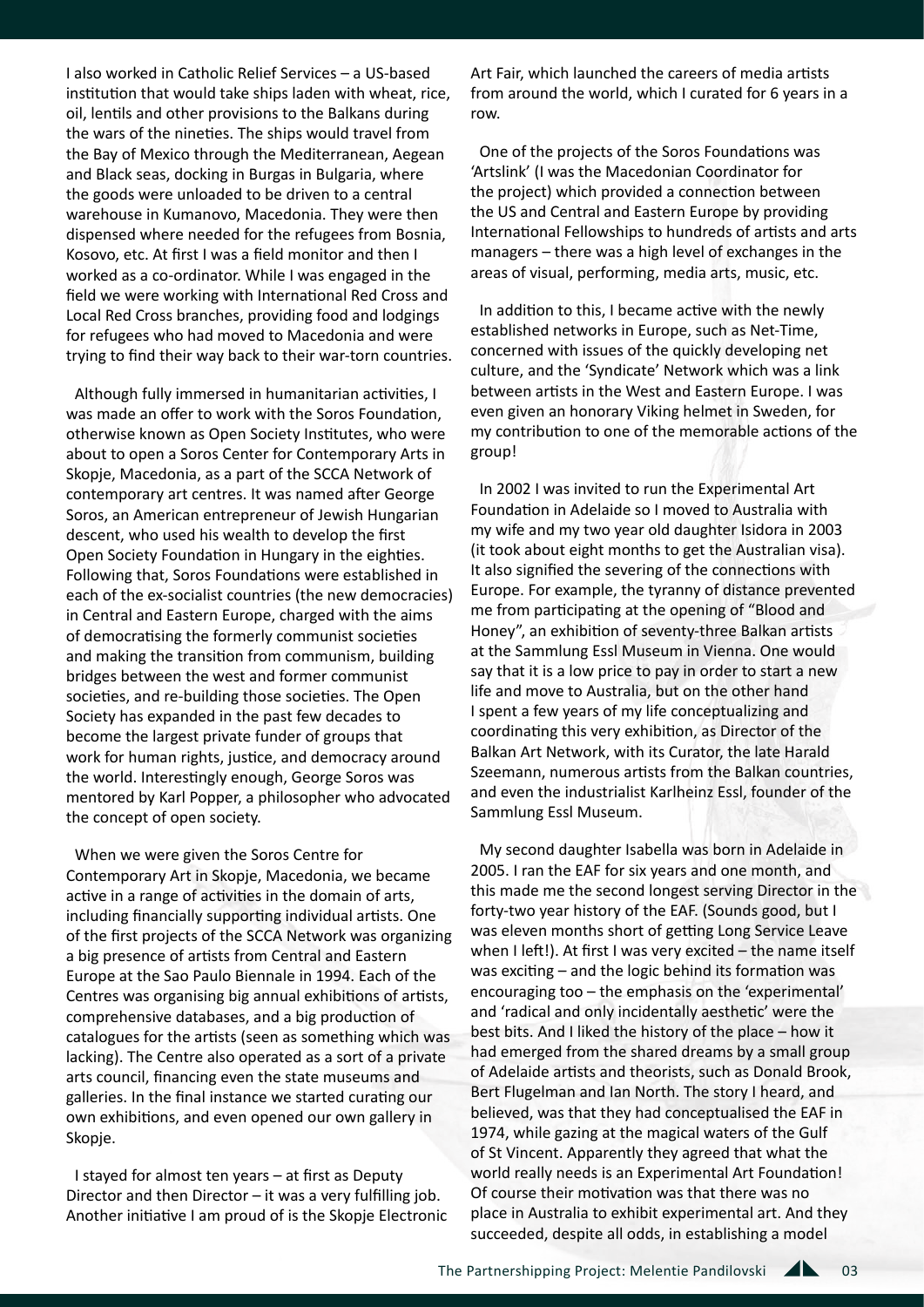I also worked in Catholic Relief Services – a US-based institution that would take ships laden with wheat, rice, oil, lentils and other provisions to the Balkans during the wars of the nineties. The ships would travel from the Bay of Mexico through the Mediterranean, Aegean and Black seas, docking in Burgas in Bulgaria, where the goods were unloaded to be driven to a central warehouse in Kumanovo, Macedonia. They were then dispensed where needed for the refugees from Bosnia, Kosovo, etc. At first I was a field monitor and then I worked as a co-ordinator. While I was engaged in the field we were working with International Red Cross and Local Red Cross branches, providing food and lodgings for refugees who had moved to Macedonia and were trying to find their way back to their war-torn countries.

Although fully immersed in humanitarian activities, I was made an offer to work with the Soros Foundation, otherwise known as Open Society Institutes, who were about to open a Soros Center for Contemporary Arts in Skopje, Macedonia, as a part of the SCCA Network of contemporary art centres. It was named after George Soros, an American entrepreneur of Jewish Hungarian descent, who used his wealth to develop the first Open Society Foundation in Hungary in the eighties. Following that, Soros Foundations were established in each of the ex-socialist countries (the new democracies) in Central and Eastern Europe, charged with the aims of democratising the formerly communist societies and making the transition from communism, building bridges between the west and former communist societies, and re-building those societies. The Open Society has expanded in the past few decades to become the largest private funder of groups that work for human rights, justice, and democracy around the world. Interestingly enough, George Soros was mentored by Karl Popper, a philosopher who advocated the concept of open society.

When we were given the Soros Centre for Contemporary Art in Skopje, Macedonia, we became active in a range of activities in the domain of arts, including financially supporting individual artists. One of the first projects of the SCCA Network was organizing a big presence of artists from Central and Eastern Europe at the Sao Paulo Biennale in 1994. Each of the Centres was organising big annual exhibitions of artists, comprehensive databases, and a big production of catalogues for the artists (seen as something which was lacking). The Centre also operated as a sort of a private arts council, financing even the state museums and galleries. In the final instance we started curating our own exhibitions, and even opened our own gallery in Skopje.

I stayed for almost ten years – at first as Deputy Director and then Director – it was a very fulfilling job. Another initiative I am proud of is the Skopje Electronic Art Fair, which launched the careers of media artists from around the world, which I curated for 6 years in a row.

One of the projects of the Soros Foundations was 'Artslink' (I was the Macedonian Coordinator for the project) which provided a connection between the US and Central and Eastern Europe by providing International Fellowships to hundreds of artists and arts managers – there was a high level of exchanges in the areas of visual, performing, media arts, music, etc.

In addition to this, I became active with the newly established networks in Europe, such as Net-Time, concerned with issues of the quickly developing net culture, and the 'Syndicate' Network which was a link between artists in the West and Eastern Europe. I was even given an honorary Viking helmet in Sweden, for my contribution to one of the memorable actions of the group!

In 2002 I was invited to run the Experimental Art Foundation in Adelaide so I moved to Australia with my wife and my two year old daughter Isidora in 2003 (it took about eight months to get the Australian visa). It also signified the severing of the connections with Europe. For example, the tyranny of distance prevented me from participating at the opening of "Blood and Honey", an exhibition of seventy-three Balkan artists at the Sammlung Essl Museum in Vienna. One would say that it is a low price to pay in order to start a new life and move to Australia, but on the other hand I spent a few years of my life conceptualizing and coordinating this very exhibition, as Director of the Balkan Art Network, with its Curator, the late Harald Szeemann, numerous artists from the Balkan countries, and even the industrialist Karlheinz Essl, founder of the Sammlung Essl Museum.

My second daughter Isabella was born in Adelaide in 2005. I ran the EAF for six years and one month, and this made me the second longest serving Director in the forty-two year history of the EAF. (Sounds good, but I was eleven months short of getting Long Service Leave when I left!). At first I was very excited – the name itself was exciting – and the logic behind its formation was encouraging too – the emphasis on the 'experimental' and 'radical and only incidentally aesthetic' were the best bits. And I liked the history of the place – how it had emerged from the shared dreams by a small group of Adelaide artists and theorists, such as Donald Brook, Bert Flugelman and Ian North. The story I heard, and believed, was that they had conceptualised the EAF in 1974, while gazing at the magical waters of the Gulf of St Vincent. Apparently they agreed that what the world really needs is an Experimental Art Foundation! Of course their motivation was that there was no place in Australia to exhibit experimental art. And they succeeded, despite all odds, in establishing a model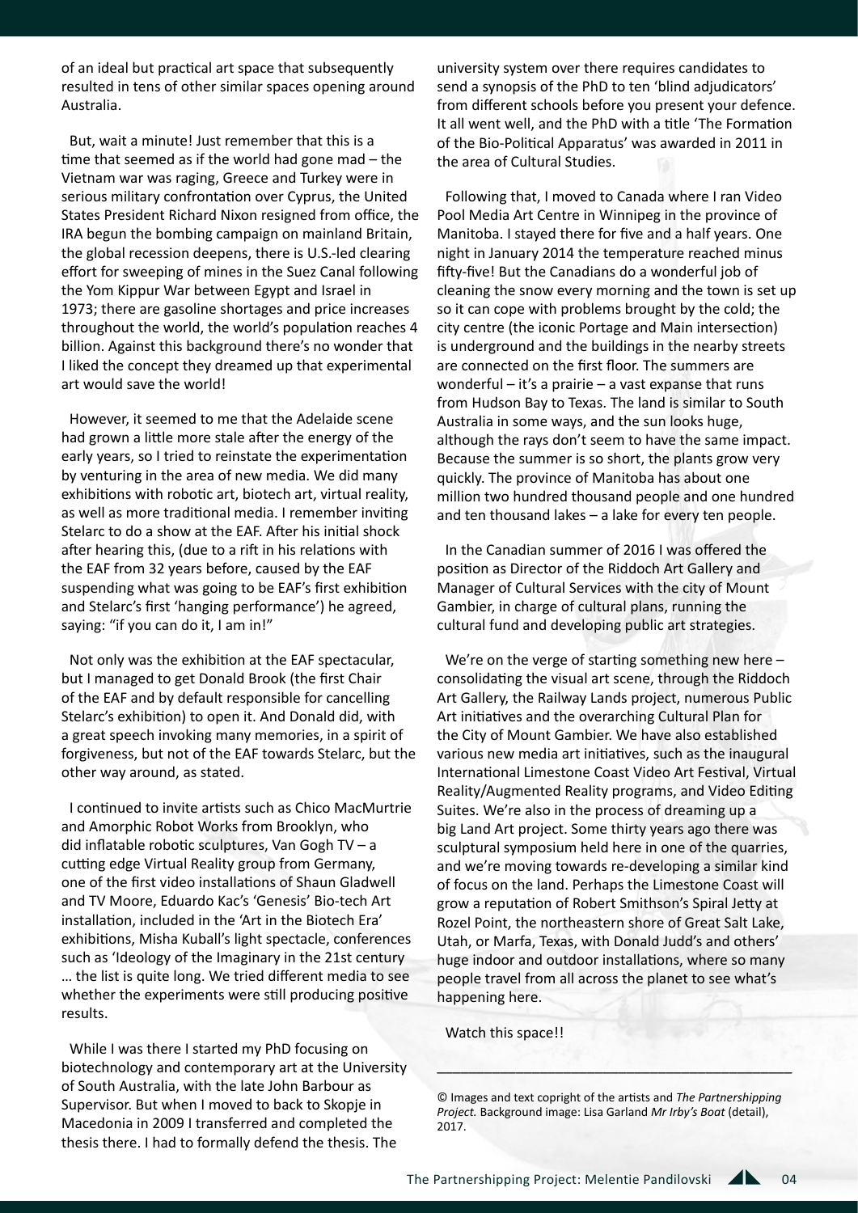of an ideal but practical art space that subsequently resulted in tens of other similar spaces opening around Australia.

But, wait a minute! Just remember that this is a time that seemed as if the world had gone mad – the Vietnam war was raging, Greece and Turkey were in serious military confrontation over Cyprus, the United States President Richard Nixon resigned from office, the IRA begun the bombing campaign on mainland Britain, the global recession deepens, there is U.S.-led clearing effort for sweeping of mines in the Suez Canal following the Yom Kippur War between Egypt and Israel in 1973; there are gasoline shortages and price increases throughout the world, the world's population reaches 4 billion. Against this background there's no wonder that I liked the concept they dreamed up that experimental art would save the world!

However, it seemed to me that the Adelaide scene had grown a little more stale after the energy of the early years, so I tried to reinstate the experimentation by venturing in the area of new media. We did many exhibitions with robotic art, biotech art, virtual reality, as well as more traditional media. I remember inviting Stelarc to do a show at the EAF. After his initial shock after hearing this, (due to a rift in his relations with the EAF from 32 years before, caused by the EAF suspending what was going to be EAF's first exhibition and Stelarc's first 'hanging performance') he agreed, saying: "if you can do it, I am in!"

Not only was the exhibition at the EAF spectacular, but I managed to get Donald Brook (the first Chair of the EAF and by default responsible for cancelling Stelarc's exhibition) to open it. And Donald did, with a great speech invoking many memories, in a spirit of forgiveness, but not of the EAF towards Stelarc, but the other way around, as stated.

I continued to invite artists such as Chico MacMurtrie and Amorphic Robot Works from Brooklyn, who did inflatable robotic sculptures, Van Gogh TV – a cutting edge Virtual Reality group from Germany, one of the first video installations of Shaun Gladwell and TV Moore, Eduardo Kac's 'Genesis' Bio-tech Art installation, included in the 'Art in the Biotech Era' exhibitions, Misha Kuball's light spectacle, conferences such as 'Ideology of the Imaginary in the 21st century … the list is quite long. We tried different media to see whether the experiments were still producing positive results.

While I was there I started my PhD focusing on biotechnology and contemporary art at the University of South Australia, with the late John Barbour as Supervisor. But when I moved to back to Skopje in Macedonia in 2009 I transferred and completed the thesis there. I had to formally defend the thesis. The university system over there requires candidates to send a synopsis of the PhD to ten 'blind adjudicators' from different schools before you present your defence. It all went well, and the PhD with a title 'The Formation of the Bio-Political Apparatus' was awarded in 2011 in the area of Cultural Studies.

Following that, I moved to Canada where I ran Video Pool Media Art Centre in Winnipeg in the province of Manitoba. I stayed there for five and a half years. One night in January 2014 the temperature reached minus fifty-five! But the Canadians do a wonderful job of cleaning the snow every morning and the town is set up so it can cope with problems brought by the cold; the city centre (the iconic Portage and Main intersection) is underground and the buildings in the nearby streets are connected on the first floor. The summers are wonderful – it's a prairie – a vast expanse that runs from Hudson Bay to Texas. The land is similar to South Australia in some ways, and the sun looks huge, although the rays don't seem to have the same impact. Because the summer is so short, the plants grow very quickly. The province of Manitoba has about one million two hundred thousand people and one hundred and ten thousand lakes – a lake for every ten people.

In the Canadian summer of 2016 I was offered the position as Director of the Riddoch Art Gallery and Manager of Cultural Services with the city of Mount Gambier, in charge of cultural plans, running the cultural fund and developing public art strategies.

We're on the verge of starting something new here – consolidating the visual art scene, through the Riddoch Art Gallery, the Railway Lands project, numerous Public Art initiatives and the overarching Cultural Plan for the City of Mount Gambier. We have also established various new media art initiatives, such as the inaugural International Limestone Coast Video Art Festival, Virtual Reality/Augmented Reality programs, and Video Editing Suites. We're also in the process of dreaming up a big Land Art project. Some thirty years ago there was sculptural symposium held here in one of the quarries, and we're moving towards re-developing a similar kind of focus on the land. Perhaps the Limestone Coast will grow a reputation of Robert Smithson's Spiral Jetty at Rozel Point, the northeastern shore of Great Salt Lake, Utah, or Marfa, Texas, with Donald Judd's and others' huge indoor and outdoor installations, where so many people travel from all across the planet to see what's happening here.

Watch this space!!

---

© Images and text copright of the artists and *The Partnershipping Project.* Background image: Lisa Garland *Mr Irby's Boat* (detail), 2017.